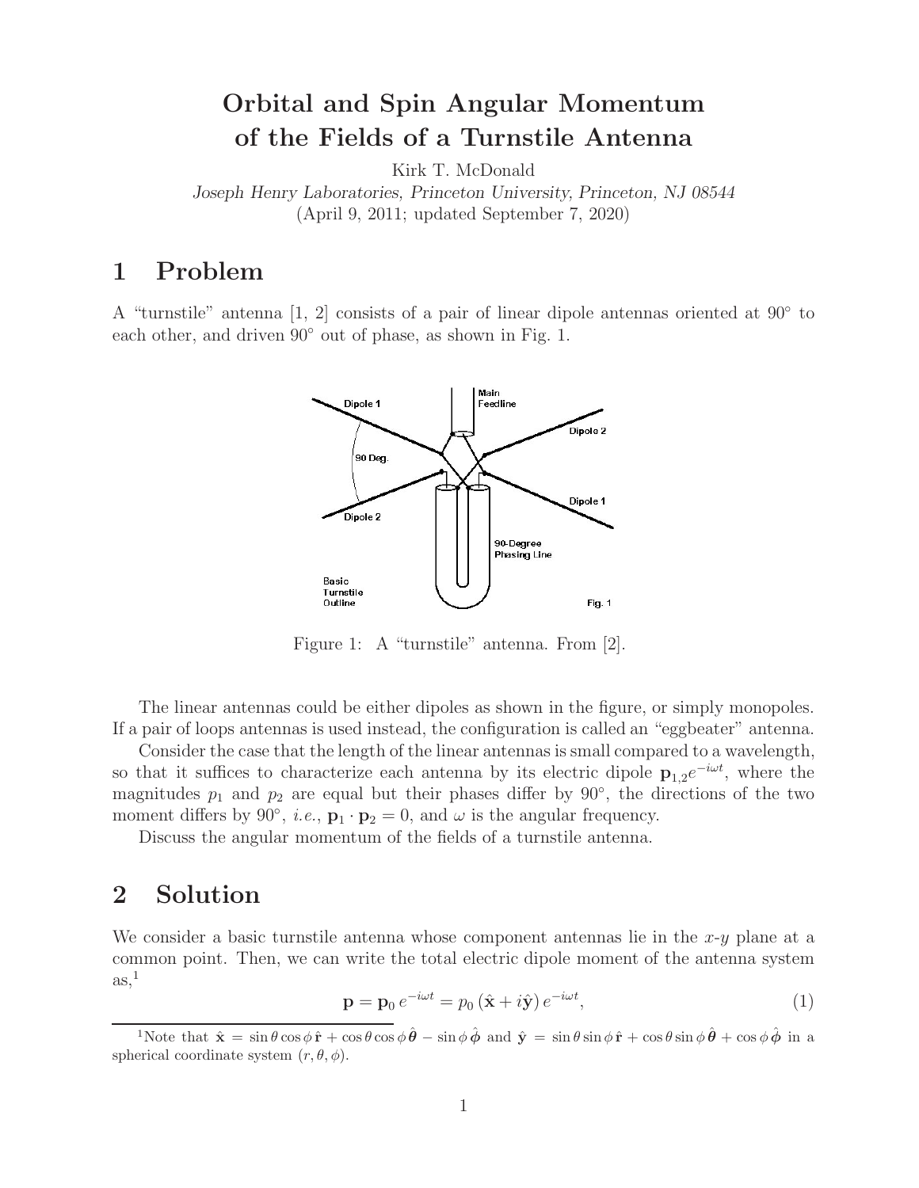# Orbital and Spin Angular Momentum of the Fields of a Turnstile Antenna

Kirk T. McDonald

*Joseph Henry Laboratories, Princeton University, Princeton, NJ 08544*

(April 9, 2011; updated September 7, 2020)

## 1 Problem

A "turnstile" antenna [1, 2] consists of a pair of linear dipole antennas oriented at 90° to each other, and driven 90° out of phase, as shown in Fig. 1.

Figure 1: A "turnstile" antenna. From [2].

The linear antennas could be either dipoles as shown in the figure, or simply monopoles. If a pair of loops antennas is used instead, the configuration is called an "eggbeater" antenna.

Consider the case that the length of the linear antennas is small compared to a wavelength, so that it suffices to characterize each antenna by its electric dipole $\mathbf{p}_{1,2}e^{-i\omega t}$, where the magnitudes $p_1$ and $p_2$ are equal but their phases differ by 90°, the directions of the two moment differs by 90°, *i.e.*, $\mathbf{p}_1 \cdot \mathbf{p}_2 = 0$, and $\omega$ is the angular frequency.

Discuss the angular momentum of the fields of a turnstile antenna.

## 2 Solution

We consider a basic turnstile antenna whose component antennas lie in the $x$-$y$ plane at a common point. Then, we can write the total electric dipole moment of the antenna system as,[1]

$$\mathbf{p} = \mathbf{p}_0\, e^{-i\omega t} = p_0\, (\hat{\mathbf{x}} + i\hat{\mathbf{y}})\, e^{-i\omega t}, \tag{1}$$

[1] Note that $\hat{\mathbf{x}} = \sin\theta\cos\phi\,\hat{\mathbf{r}} + \cos\theta\cos\phi\,\hat{\boldsymbol{\theta}} - \sin\phi\,\hat{\boldsymbol{\phi}}$ and $\hat{\mathbf{y}} = \sin\theta\sin\phi\,\hat{\mathbf{r}} + \cos\theta\sin\phi\,\hat{\boldsymbol{\theta}} + \cos\phi\,\hat{\boldsymbol{\phi}}$ in a spherical coordinate system $(r, \theta, \phi)$.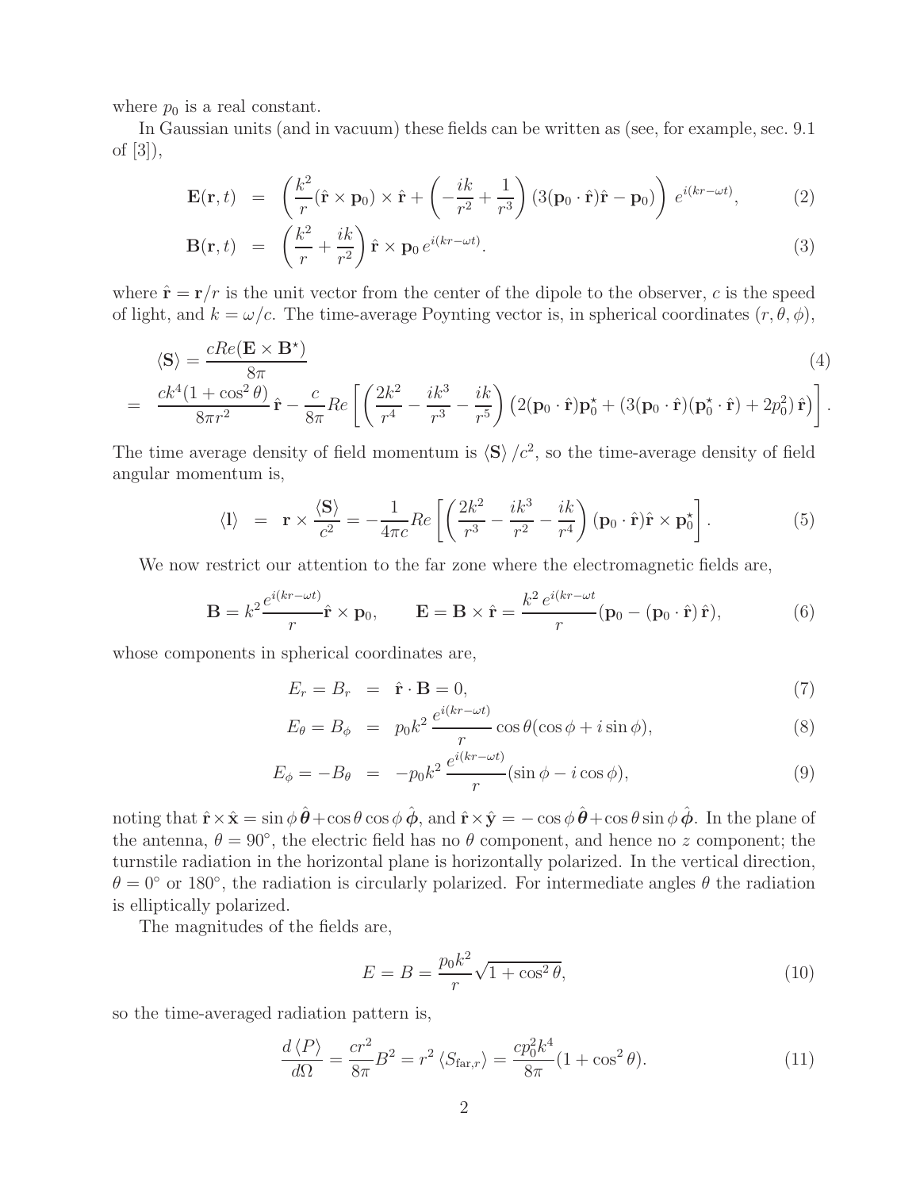where $p_0$ is a real constant.

In Gaussian units (and in vacuum) these fields can be written as (see, for example, sec. 9.1 of [3]),

$$\mathbf{E}(\mathbf{r},t) = \left(\frac{k^2}{r}(\hat{\mathbf{r}} \times \mathbf{p}_0) \times \hat{\mathbf{r}} + \left(-\frac{ik}{r^2} + \frac{1}{r^3}\right)(3(\mathbf{p}_0 \cdot \hat{\mathbf{r}})\hat{\mathbf{r}} - \mathbf{p}_0)\right) e^{i(kr-\omega t)}, \tag{2}$$

$$\mathbf{B}(\mathbf{r},t) = \left(\frac{k^2}{r} + \frac{ik}{r^2}\right) \hat{\mathbf{r}} \times \mathbf{p}_0 \, e^{i(kr-\omega t)}. \tag{3}$$

where $\hat{\mathbf{r}} = \mathbf{r}/r$ is the unit vector from the center of the dipole to the observer, $c$ is the speed of light, and $k = \omega/c$. The time-average Poynting vector is, in spherical coordinates $(r, \theta, \phi)$,

$$\langle \mathbf{S} \rangle = \frac{c Re(\mathbf{E} \times \mathbf{B}^\star)}{8\pi} \tag{4}$$

$$= \frac{ck^4(1+\cos^2\theta)}{8\pi r^2}\hat{\mathbf{r}} - \frac{c}{8\pi} Re\left[\left(\frac{2k^2}{r^4} - \frac{ik^3}{r^3} - \frac{ik}{r^5}\right)\left(2(\mathbf{p}_0 \cdot \hat{\mathbf{r}})\mathbf{p}_0^\star + (3(\mathbf{p}_0 \cdot \hat{\mathbf{r}})(\mathbf{p}_0^\star \cdot \hat{\mathbf{r}}) + 2p_0^2)\,\hat{\mathbf{r}}\right)\right].$$

The time average density of field momentum is $\langle \mathbf{S} \rangle / c^2$, so the time-average density of field angular momentum is,

$$\langle \mathbf{l} \rangle = \mathbf{r} \times \frac{\langle \mathbf{S} \rangle}{c^2} = -\frac{1}{4\pi c} Re\left[\left(\frac{2k^2}{r^3} - \frac{ik^3}{r^2} - \frac{ik}{r^4}\right)(\mathbf{p}_0 \cdot \hat{\mathbf{r}})\hat{\mathbf{r}} \times \mathbf{p}_0^\star\right]. \tag{5}$$

We now restrict our attention to the far zone where the electromagnetic fields are,

$$\mathbf{B} = k^2 \frac{e^{i(kr-\omega t)}}{r} \hat{\mathbf{r}} \times \mathbf{p}_0, \qquad \mathbf{E} = \mathbf{B} \times \hat{\mathbf{r}} = \frac{k^2\, e^{i(kr-\omega t}}{r}(\mathbf{p}_0 - (\mathbf{p}_0 \cdot \hat{\mathbf{r}})\,\hat{\mathbf{r}}), \tag{6}$$

whose components in spherical coordinates are,

$$E_r = B_r = \hat{\mathbf{r}} \cdot \mathbf{B} = 0, \tag{7}$$

$$E_\theta = B_\phi = p_0 k^2 \frac{e^{i(kr-\omega t)}}{r} \cos\theta(\cos\phi + i\sin\phi), \tag{8}$$

$$E_\phi = -B_\theta = -p_0 k^2 \frac{e^{i(kr-\omega t)}}{r}(\sin\phi - i\cos\phi), \tag{9}$$

noting that $\hat{\mathbf{r}} \times \hat{\mathbf{x}} = \sin\phi\,\hat{\boldsymbol{\theta}} + \cos\theta\cos\phi\,\hat{\boldsymbol{\phi}}$, and $\hat{\mathbf{r}} \times \hat{\mathbf{y}} = -\cos\phi\,\hat{\boldsymbol{\theta}} + \cos\theta\sin\phi\,\hat{\boldsymbol{\phi}}$. In the plane of the antenna, $\theta = 90^\circ$, the electric field has no $\theta$ component, and hence no $z$ component; the turnstile radiation in the horizontal plane is horizontally polarized. In the vertical direction, $\theta = 0^\circ$ or $180^\circ$, the radiation is circularly polarized. For intermediate angles $\theta$ the radiation is elliptically polarized.

The magnitudes of the fields are,

$$E = B = \frac{p_0 k^2}{r}\sqrt{1+\cos^2\theta}, \tag{10}$$

so the time-averaged radiation pattern is,

$$\frac{d\langle P \rangle}{d\Omega} = \frac{cr^2}{8\pi}B^2 = r^2 \langle S_{\mathrm{far},r} \rangle = \frac{cp_0^2 k^4}{8\pi}(1+\cos^2\theta). \tag{11}$$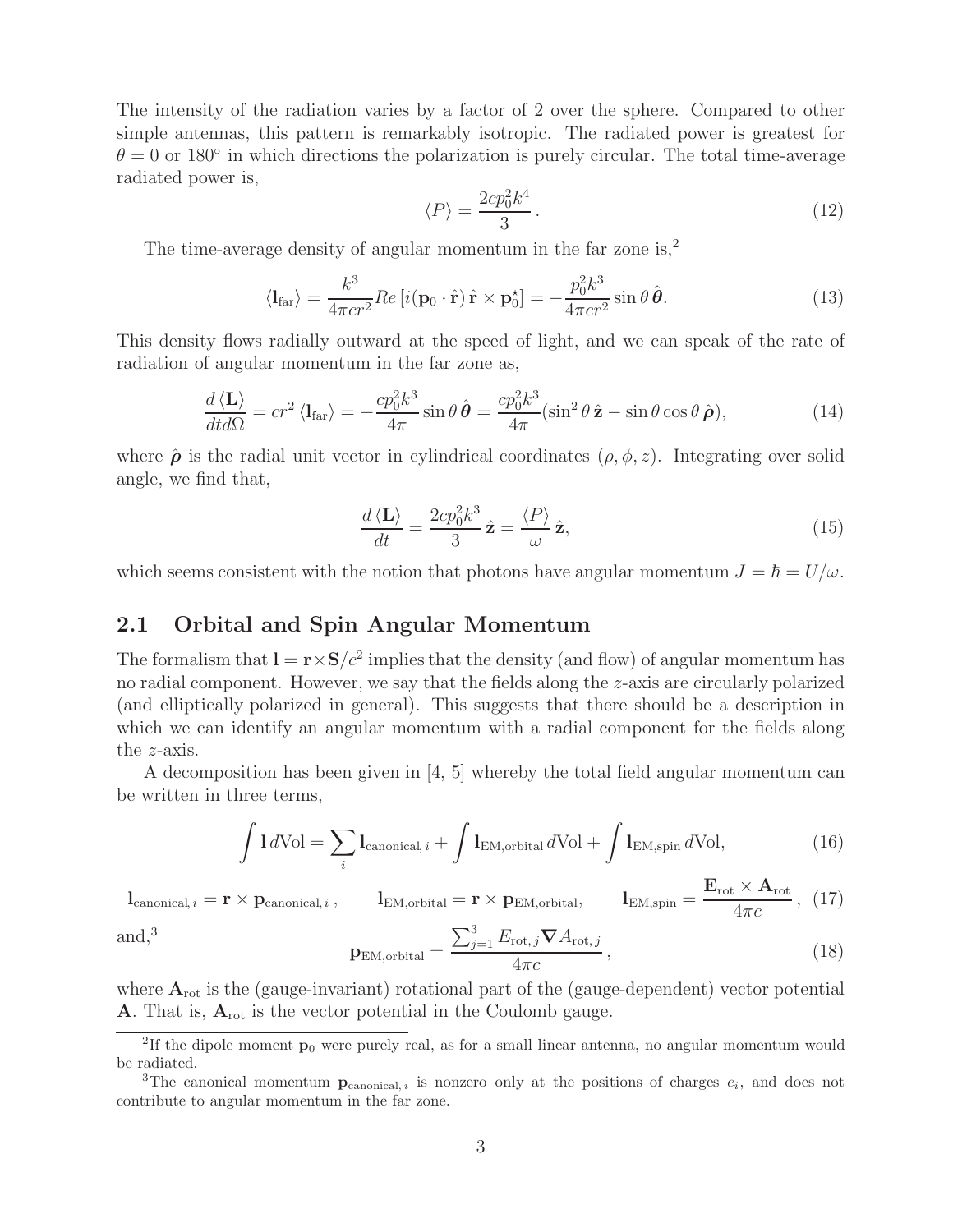The intensity of the radiation varies by a factor of 2 over the sphere. Compared to other simple antennas, this pattern is remarkably isotropic. The radiated power is greatest for $\theta = 0$ or $180^\circ$ in which directions the polarization is purely circular. The total time-average radiated power is,

$$\langle P \rangle = \frac{2cp_0^2 k^4}{3}. \tag{12}$$

The time-average density of angular momentum in the far zone is,[2]

$$\langle \mathbf{l}_{\rm far} \rangle = \frac{k^3}{4\pi c r^2} Re\left[i(\mathbf{p}_0 \cdot \hat{\mathbf{r}})\, \hat{\mathbf{r}} \times \mathbf{p}_0^\star\right] = -\frac{p_0^2 k^3}{4\pi c r^2} \sin\theta \, \hat{\boldsymbol{\theta}}. \tag{13}$$

This density flows radially outward at the speed of light, and we can speak of the rate of radiation of angular momentum in the far zone as,

$$\frac{d\langle \mathbf{L} \rangle}{dt d\Omega} = cr^2 \langle \mathbf{l}_{\rm far} \rangle = -\frac{cp_0^2 k^3}{4\pi} \sin\theta \, \hat{\boldsymbol{\theta}} = \frac{cp_0^2 k^3}{4\pi}(\sin^2\theta \, \hat{\mathbf{z}} - \sin\theta\cos\theta \, \hat{\boldsymbol{\rho}}), \tag{14}$$

where $\hat{\boldsymbol{\rho}}$ is the radial unit vector in cylindrical coordinates $(\rho, \phi, z)$. Integrating over solid angle, we find that,

$$\frac{d\langle \mathbf{L} \rangle}{dt} = \frac{2cp_0^2 k^3}{3} \hat{\mathbf{z}} = \frac{\langle P \rangle}{\omega} \hat{\mathbf{z}}, \tag{15}$$

which seems consistent with the notion that photons have angular momentum $J = \hbar = U/\omega$.

## 2.1 Orbital and Spin Angular Momentum

The formalism that $\mathbf{l} = \mathbf{r} \times \mathbf{S}/c^2$ implies that the density (and flow) of angular momentum has no radial component. However, we say that the fields along the $z$-axis are circularly polarized (and elliptically polarized in general). This suggests that there should be a description in which we can identify an angular momentum with a radial component for the fields along the $z$-axis.

A decomposition has been given in [4, 5] whereby the total field angular momentum can be written in three terms,

$$\int \mathbf{l} \, d\text{Vol} = \sum_i \mathbf{l}_{\text{canonical}, i} + \int \mathbf{l}_{\text{EM,orbital}} \, d\text{Vol} + \int \mathbf{l}_{\text{EM,spin}} \, d\text{Vol}, \tag{16}$$

$$\mathbf{l}_{\text{canonical}, i} = \mathbf{r} \times \mathbf{p}_{\text{canonical}, i}\,, \qquad \mathbf{l}_{\text{EM,orbital}} = \mathbf{r} \times \mathbf{p}_{\text{EM,orbital}}, \qquad \mathbf{l}_{\text{EM,spin}} = \frac{\mathbf{E}_{\rm rot} \times \mathbf{A}_{\rm rot}}{4\pi c}\,, \tag{17}$$

and,[3]

$$\mathbf{p}_{\text{EM,orbital}} = \frac{\sum_{j=1}^{3} E_{\text{rot},\, j} \boldsymbol{\nabla} A_{\text{rot},\, j}}{4\pi c}\,, \tag{18}$$

where $\mathbf{A}_{\rm rot}$ is the (gauge-invariant) rotational part of the (gauge-dependent) vector potential $\mathbf{A}$. That is, $\mathbf{A}_{\rm rot}$ is the vector potential in the Coulomb gauge.

---

[2] If the dipole moment $\mathbf{p}_0$ were purely real, as for a small linear antenna, no angular momentum would be radiated.

[3] The canonical momentum $\mathbf{p}_{\text{canonical},\, i}$ is nonzero only at the positions of charges $e_i$, and does not contribute to angular momentum in the far zone.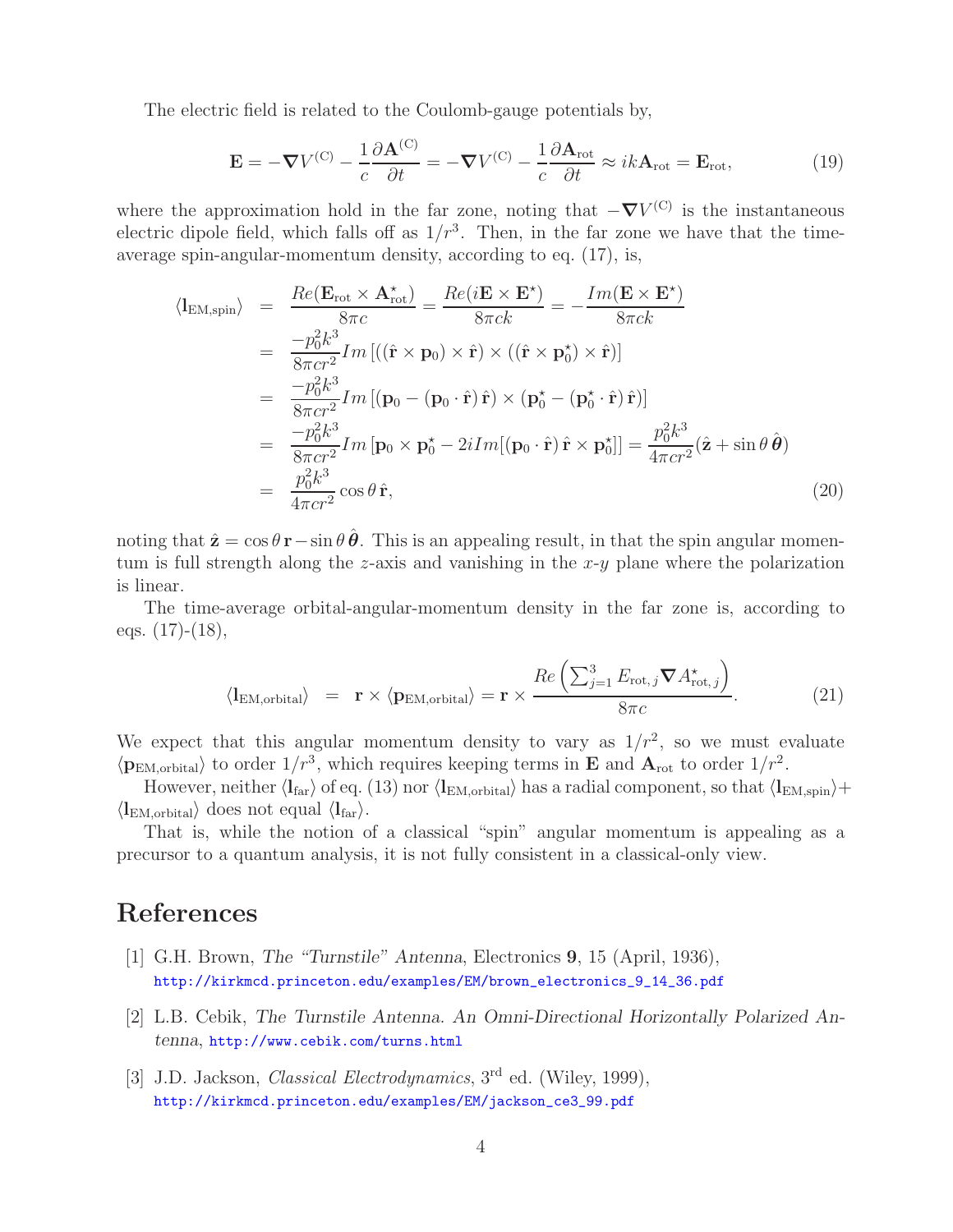The electric field is related to the Coulomb-gauge potentials by,

$$\mathbf{E} = -\boldsymbol{\nabla} V^{(\mathrm{C})} - \frac{1}{c}\frac{\partial \mathbf{A}^{(\mathrm{C})}}{\partial t} = -\boldsymbol{\nabla} V^{(\mathrm{C})} - \frac{1}{c}\frac{\partial \mathbf{A}_{\mathrm{rot}}}{\partial t} \approx ik\mathbf{A}_{\mathrm{rot}} = \mathbf{E}_{\mathrm{rot}}, \tag{19}$$

where the approximation hold in the far zone, noting that $-\boldsymbol{\nabla} V^{(\mathrm{C})}$ is the instantaneous electric dipole field, which falls off as $1/r^3$. Then, in the far zone we have that the time-average spin-angular-momentum density, according to eq. (17), is,

$$\begin{aligned}
\langle \mathbf{l}_{\mathrm{EM,spin}} \rangle &= \frac{Re(\mathbf{E}_{\mathrm{rot}} \times \mathbf{A}^{\star}_{\mathrm{rot}})}{8\pi c} = \frac{Re(i\mathbf{E} \times \mathbf{E}^{\star})}{8\pi c k} = -\frac{Im(\mathbf{E} \times \mathbf{E}^{\star})}{8\pi c k} \\
&= \frac{-p_0^2 k^3}{8\pi c r^2} Im\left[((\hat{\mathbf{r}} \times \mathbf{p}_0) \times \hat{\mathbf{r}}) \times ((\hat{\mathbf{r}} \times \mathbf{p}_0^{\star}) \times \hat{\mathbf{r}})\right] \\
&= \frac{-p_0^2 k^3}{8\pi c r^2} Im\left[(\mathbf{p}_0 - (\mathbf{p}_0 \cdot \hat{\mathbf{r}})\,\hat{\mathbf{r}}) \times (\mathbf{p}_0^{\star} - (\mathbf{p}_0^{\star} \cdot \hat{\mathbf{r}})\,\hat{\mathbf{r}})\right] \\
&= \frac{-p_0^2 k^3}{8\pi c r^2} Im\left[\mathbf{p}_0 \times \mathbf{p}_0^{\star} - 2i Im[(\mathbf{p}_0 \cdot \hat{\mathbf{r}})\,\hat{\mathbf{r}} \times \mathbf{p}_0^{\star}]\right] = \frac{p_0^2 k^3}{4\pi c r^2}(\hat{\mathbf{z}} + \sin\theta\,\hat{\boldsymbol{\theta}}) \\
&= \frac{p_0^2 k^3}{4\pi c r^2}\cos\theta\,\hat{\mathbf{r}},
\end{aligned} \tag{20}$$

noting that $\hat{\mathbf{z}} = \cos\theta\,\mathbf{r} - \sin\theta\,\hat{\boldsymbol{\theta}}$. This is an appealing result, in that the spin angular momentum is full strength along the $z$-axis and vanishing in the $x$-$y$ plane where the polarization is linear.

The time-average orbital-angular-momentum density in the far zone is, according to eqs. (17)-(18),

$$\langle \mathbf{l}_{\mathrm{EM,orbital}} \rangle = \mathbf{r} \times \langle \mathbf{p}_{\mathrm{EM,orbital}} \rangle = \mathbf{r} \times \frac{Re\left(\sum_{j=1}^{3} E_{\mathrm{rot},j} \boldsymbol{\nabla} A^{\star}_{\mathrm{rot},j}\right)}{8\pi c}. \tag{21}$$

We expect that this angular momentum density to vary as $1/r^2$, so we must evaluate $\langle \mathbf{p}_{\mathrm{EM,orbital}} \rangle$ to order $1/r^3$, which requires keeping terms in $\mathbf{E}$ and $\mathbf{A}_{\mathrm{rot}}$ to order $1/r^2$.

However, neither $\langle \mathbf{l}_{\mathrm{far}} \rangle$ of eq. (13) nor $\langle \mathbf{l}_{\mathrm{EM,orbital}} \rangle$ has a radial component, so that $\langle \mathbf{l}_{\mathrm{EM,spin}} \rangle + \langle \mathbf{l}_{\mathrm{EM,orbital}} \rangle$ does not equal $\langle \mathbf{l}_{\mathrm{far}} \rangle$.

That is, while the notion of a classical "spin" angular momentum is appealing as a precursor to a quantum analysis, it is not fully consistent in a classical-only view.

## References

[1] G.H. Brown, *The "Turnstile" Antenna*, Electronics **9**, 15 (April, 1936), http://kirkmcd.princeton.edu/examples/EM/brown_electronics_9_14_36.pdf

[2] L.B. Cebik, *The Turnstile Antenna. An Omni-Directional Horizontally Polarized Antenna*, http://www.cebik.com/turns.html

[3] J.D. Jackson, *Classical Electrodynamics*, 3rd ed. (Wiley, 1999), http://kirkmcd.princeton.edu/examples/EM/jackson_ce3_99.pdf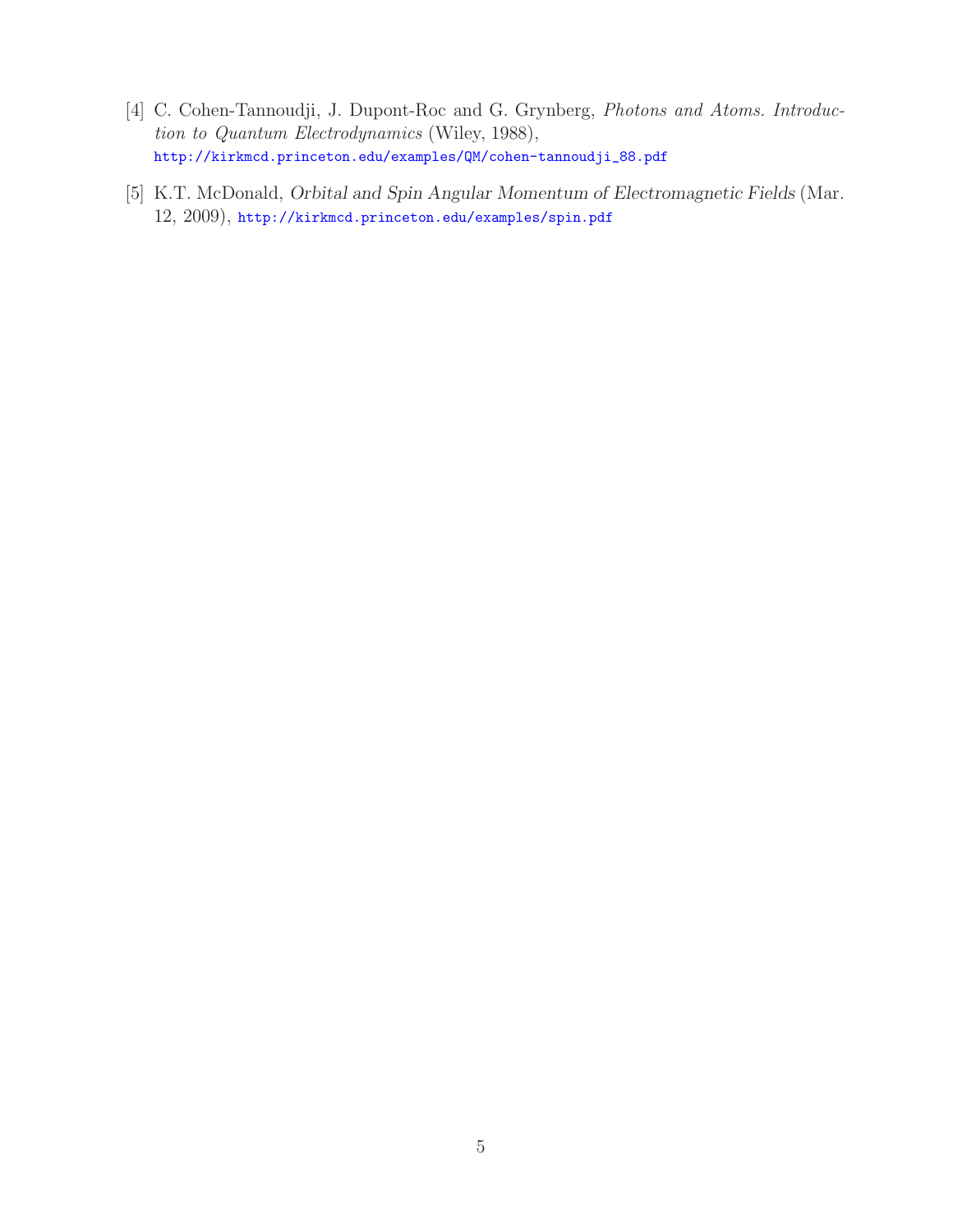[4] C. Cohen-Tannoudji, J. Dupont-Roc and G. Grynberg, *Photons and Atoms. Introduction to Quantum Electrodynamics* (Wiley, 1988),
http://kirkmcd.princeton.edu/examples/QM/cohen-tannoudji_88.pdf

[5] K.T. McDonald, *Orbital and Spin Angular Momentum of Electromagnetic Fields* (Mar. 12, 2009), http://kirkmcd.princeton.edu/examples/spin.pdf